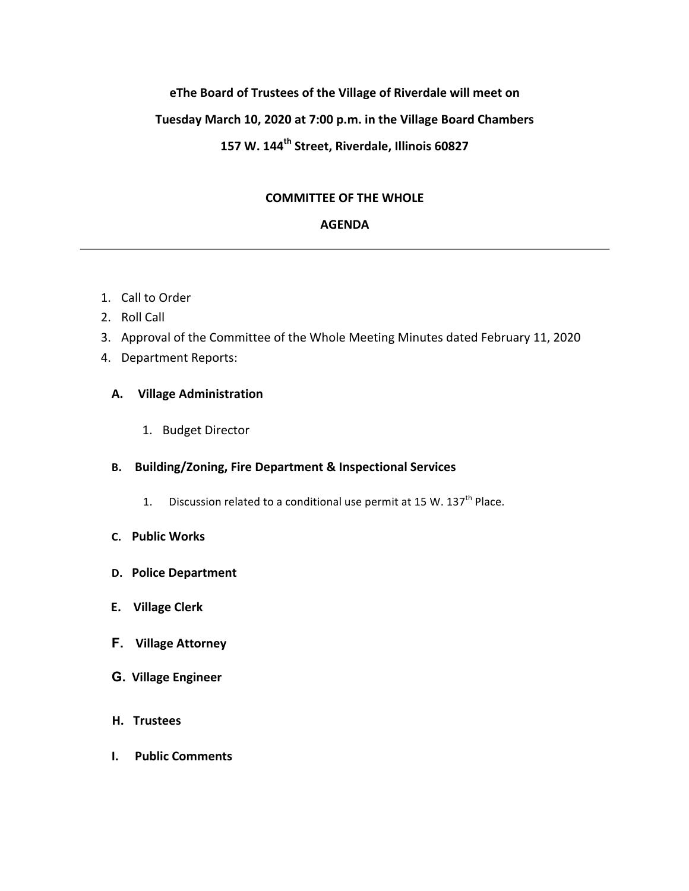**eThe Board of Trustees of the Village of Riverdale will meet on**

**Tuesday March 10, 2020 at 7:00 p.m. in the Village Board Chambers**

**157 W. 144th Street, Riverdale, Illinois 60827**

**COMMITTEE OF THE WHOLE**

**AGENDA**

---

1. Call to Order
2. Roll Call
3. Approval of the Committee of the Whole Meeting Minutes dated February 11, 2020
4. Department Reports:

   **A. Village Administration**

   1. Budget Director

   **B. Building/Zoning, Fire Department & Inspectional Services**

   1. Discussion related to a conditional use permit at 15 W. 137th Place.

   **C. Public Works**

   **D. Police Department**

   **E. Village Clerk**

   **F. Village Attorney**

   **G. Village Engineer**

   **H. Trustees**

   **I. Public Comments**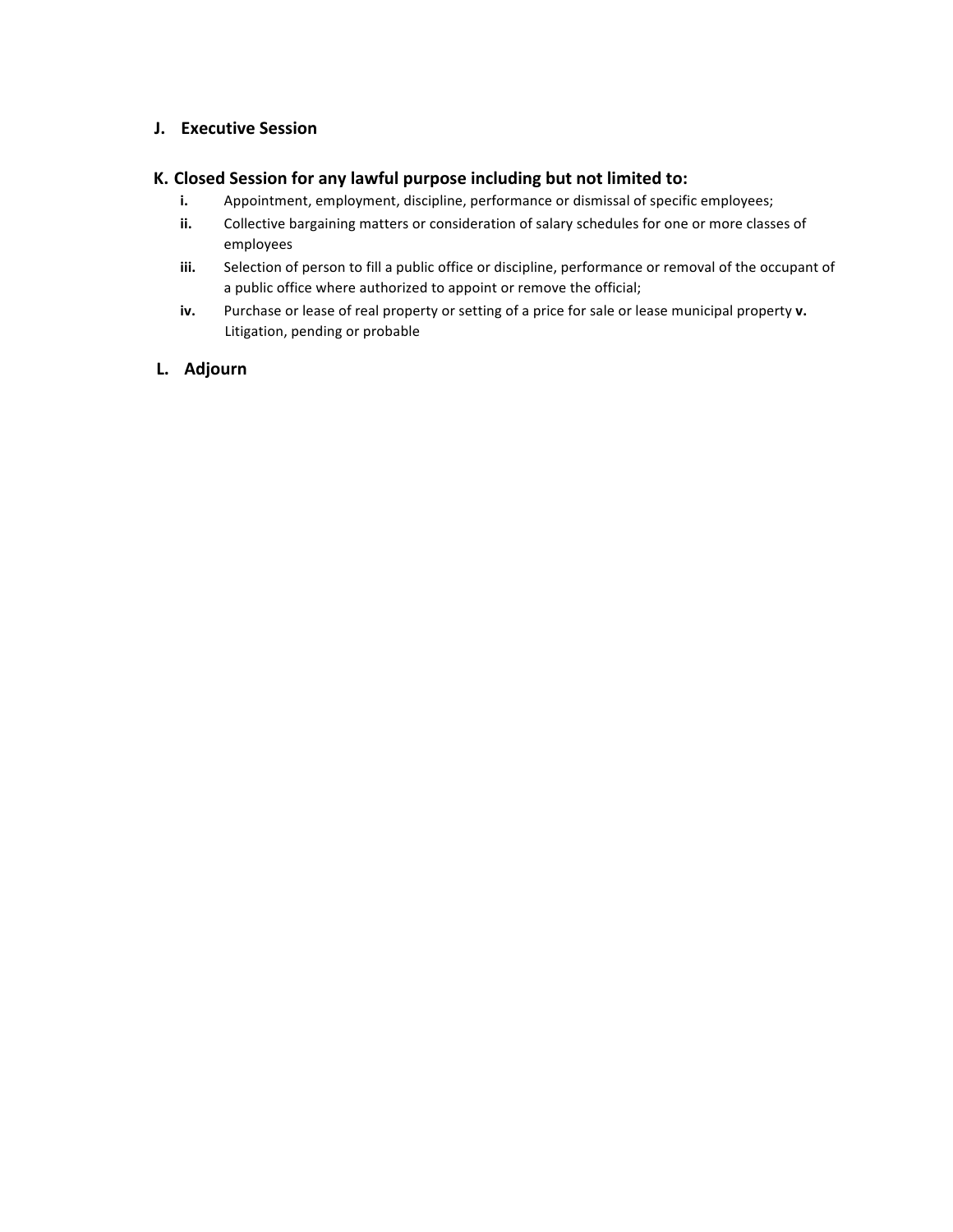## J. Executive Session

## K. Closed Session for any lawful purpose including but not limited to:

- **i.** Appointment, employment, discipline, performance or dismissal of specific employees;
- **ii.** Collective bargaining matters or consideration of salary schedules for one or more classes of employees
- **iii.** Selection of person to fill a public office or discipline, performance or removal of the occupant of a public office where authorized to appoint or remove the official;
- **iv.** Purchase or lease of real property or setting of a price for sale or lease municipal property
- **v.** Litigation, pending or probable

## L. Adjourn